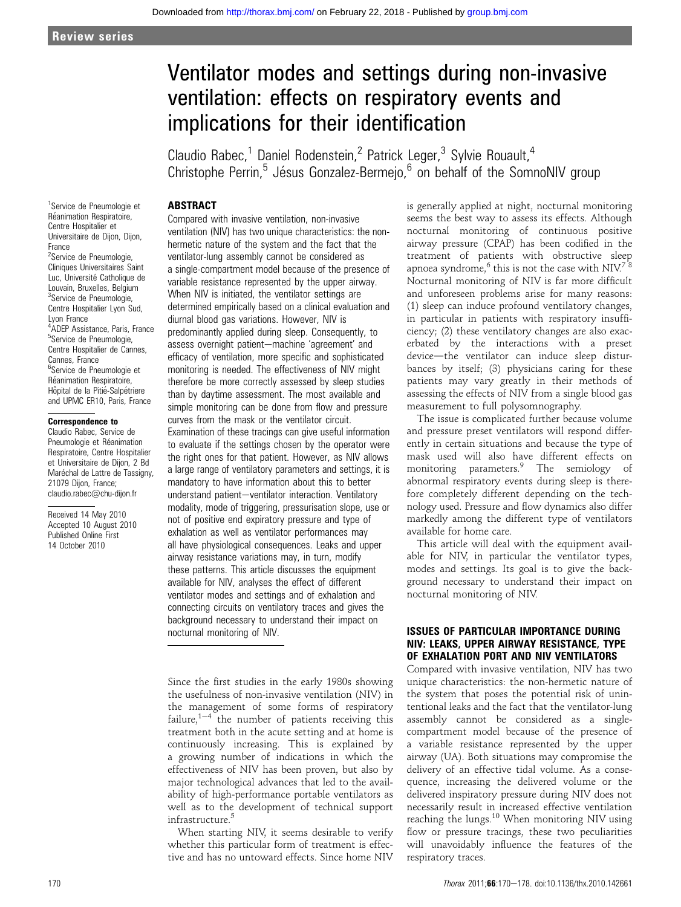Review series

# Ventilator modes and settings during non-invasive ventilation: effects on respiratory events and implications for their identification

Claudio Rabec,[1] Daniel Rodenstein,[2] Patrick Leger,[3] Sylvie Rouault,[4] Christophe Perrin,[5] Jésus Gonzalez-Bermejo,[6] on behalf of the SomnoNIV group

[1]Service de Pneumologie et Réanimation Respiratoire, Centre Hospitalier et Universitaire de Dijon, Dijon, France
[2]Service de Pneumologie, Cliniques Universitaires Saint Luc, Université Catholique de Louvain, Bruxelles, Belgium
[3]Service de Pneumologie, Centre Hospitalier Lyon Sud, Lyon France
[4]ADEP Assistance, Paris, France
[5]Service de Pneumologie, Centre Hospitalier de Cannes, Cannes, France
[6]Service de Pneumologie et Réanimation Respiratoire, Hôpital de la Pitié-Salpétriere and UPMC ER10, Paris, France

**Correspondence to**
Claudio Rabec, Service de Pneumologie et Réanimation Respiratoire, Centre Hospitalier et Universitaire de Dijon, 2 Bd Maréchal de Lattre de Tassigny, 21079 Dijon, France; claudio.rabec@chu-dijon.fr

Received 14 May 2010
Accepted 10 August 2010
Published Online First 14 October 2010

## ABSTRACT

Compared with invasive ventilation, non-invasive ventilation (NIV) has two unique characteristics: the non-hermetic nature of the system and the fact that the ventilator-lung assembly cannot be considered as a single-compartment model because of the presence of variable resistance represented by the upper airway. When NIV is initiated, the ventilator settings are determined empirically based on a clinical evaluation and diurnal blood gas variations. However, NIV is predominantly applied during sleep. Consequently, to assess overnight patient–machine 'agreement' and efficacy of ventilation, more specific and sophisticated monitoring is needed. The effectiveness of NIV might therefore be more correctly assessed by sleep studies than by daytime assessment. The most available and simple monitoring can be done from flow and pressure curves from the mask or the ventilator circuit. Examination of these tracings can give useful information to evaluate if the settings chosen by the operator were the right ones for that patient. However, as NIV allows a large range of ventilatory parameters and settings, it is mandatory to have information about this to better understand patient–ventilator interaction. Ventilatory modality, mode of triggering, pressurisation slope, use or not of positive end expiratory pressure and type of exhalation as well as ventilator performances may all have physiological consequences. Leaks and upper airway resistance variations may, in turn, modify these patterns. This article discusses the equipment available for NIV, analyses the effect of different ventilator modes and settings and of exhalation and connecting circuits on ventilatory traces and gives the background necessary to understand their impact on nocturnal monitoring of NIV.

Since the first studies in the early 1980s showing the usefulness of non-invasive ventilation (NIV) in the management of some forms of respiratory failure,[1–4] the number of patients receiving this treatment both in the acute setting and at home is continuously increasing. This is explained by a growing number of indications in which the effectiveness of NIV has been proven, but also by major technological advances that led to the availability of high-performance portable ventilators as well as to the development of technical support infrastructure.[5]

When starting NIV, it seems desirable to verify whether this particular form of treatment is effective and has no untoward effects. Since home NIV is generally applied at night, nocturnal monitoring seems the best way to assess its effects. Although nocturnal monitoring of continuous positive airway pressure (CPAP) has been codified in the treatment of patients with obstructive sleep apnoea syndrome,[6] this is not the case with NIV.[7 8] Nocturnal monitoring of NIV is far more difficult and unforeseen problems arise for many reasons: (1) sleep can induce profound ventilatory changes, in particular in patients with respiratory insufficiency; (2) these ventilatory changes are also exacerbated by the interactions with a preset device—the ventilator can induce sleep disturbances by itself; (3) physicians caring for these patients may vary greatly in their methods of assessing the effects of NIV from a single blood gas measurement to full polysomnography.

The issue is complicated further because volume and pressure preset ventilators will respond differently in certain situations and because the type of mask used will also have different effects on monitoring parameters.[9] The semiology of abnormal respiratory events during sleep is therefore completely different depending on the technology used. Pressure and flow dynamics also differ markedly among the different type of ventilators available for home care.

This article will deal with the equipment available for NIV, in particular the ventilator types, modes and settings. Its goal is to give the background necessary to understand their impact on nocturnal monitoring of NIV.

## ISSUES OF PARTICULAR IMPORTANCE DURING NIV: LEAKS, UPPER AIRWAY RESISTANCE, TYPE OF EXHALATION PORT AND NIV VENTILATORS

Compared with invasive ventilation, NIV has two unique characteristics: the non-hermetic nature of the system that poses the potential risk of unintentional leaks and the fact that the ventilator-lung assembly cannot be considered as a single-compartment model because of the presence of a variable resistance represented by the upper airway (UA). Both situations may compromise the delivery of an effective tidal volume. As a consequence, increasing the delivered volume or the delivered inspiratory pressure during NIV does not necessarily result in increased effective ventilation reaching the lungs.[10] When monitoring NIV using flow or pressure tracings, these two peculiarities will unavoidably influence the features of the respiratory traces.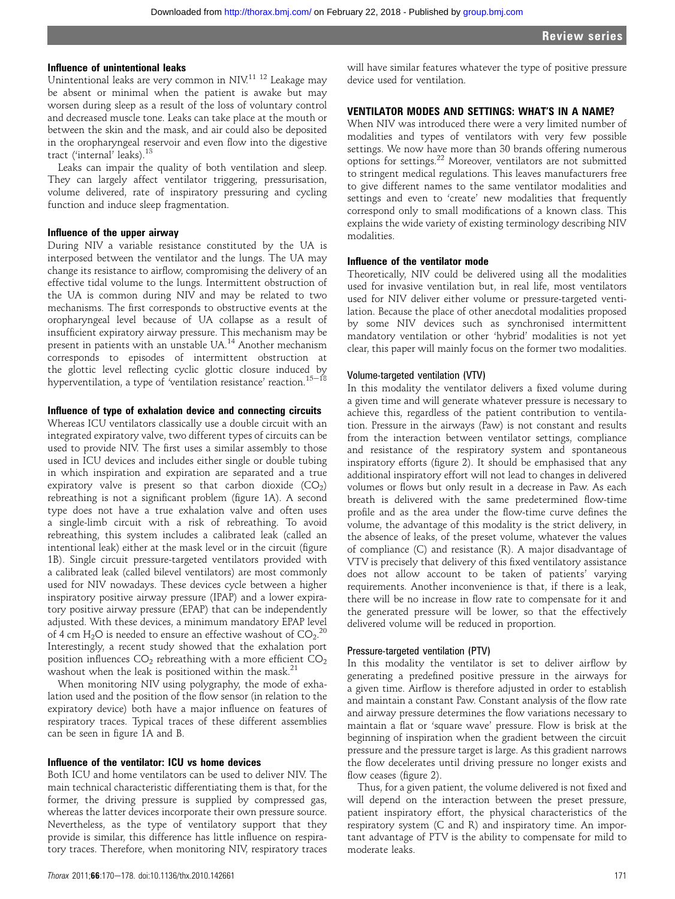### Influence of unintentional leaks

Unintentional leaks are very common in NIV.[11 12] Leakage may be absent or minimal when the patient is awake but may worsen during sleep as a result of the loss of voluntary control and decreased muscle tone. Leaks can take place at the mouth or between the skin and the mask, and air could also be deposited in the oropharyngeal reservoir and even flow into the digestive tract ('internal' leaks).[13]

Leaks can impair the quality of both ventilation and sleep. They can largely affect ventilator triggering, pressurisation, volume delivered, rate of inspiratory pressuring and cycling function and induce sleep fragmentation.

### Influence of the upper airway

During NIV a variable resistance constituted by the UA is interposed between the ventilator and the lungs. The UA may change its resistance to airflow, compromising the delivery of an effective tidal volume to the lungs. Intermittent obstruction of the UA is common during NIV and may be related to two mechanisms. The first corresponds to obstructive events at the oropharyngeal level because of UA collapse as a result of insufficient expiratory airway pressure. This mechanism may be present in patients with an unstable UA.[14] Another mechanism corresponds to episodes of intermittent obstruction at the glottic level reflecting cyclic glottic closure induced by hyperventilation, a type of 'ventilation resistance' reaction.[15–18]

### Influence of type of exhalation device and connecting circuits

Whereas ICU ventilators classically use a double circuit with an integrated expiratory valve, two different types of circuits can be used to provide NIV. The first uses a similar assembly to those used in ICU devices and includes either single or double tubing in which inspiration and expiration are separated and a true expiratory valve is present so that carbon dioxide ($CO_2$) rebreathing is not a significant problem (figure 1A). A second type does not have a true exhalation valve and often uses a single-limb circuit with a risk of rebreathing. To avoid rebreathing, this system includes a calibrated leak (called an intentional leak) either at the mask level or in the circuit (figure 1B). Single circuit pressure-targeted ventilators provided with a calibrated leak (called bilevel ventilators) are most commonly used for NIV nowadays. These devices cycle between a higher inspiratory positive airway pressure (IPAP) and a lower expiratory positive airway pressure (EPAP) that can be independently adjusted. With these devices, a minimum mandatory EPAP level of 4 cm $H_2O$ is needed to ensure an effective washout of $CO_2$.[20] Interestingly, a recent study showed that the exhalation port position influences $CO_2$ rebreathing with a more efficient $CO_2$ washout when the leak is positioned within the mask.[21]

When monitoring NIV using polygraphy, the mode of exhalation used and the position of the flow sensor (in relation to the expiratory device) both have a major influence on features of respiratory traces. Typical traces of these different assemblies can be seen in figure 1A and B.

### Influence of the ventilator: ICU vs home devices

Both ICU and home ventilators can be used to deliver NIV. The main technical characteristic differentiating them is that, for the former, the driving pressure is supplied by compressed gas, whereas the latter devices incorporate their own pressure source. Nevertheless, as the type of ventilatory support that they provide is similar, this difference has little influence on respiratory traces. Therefore, when monitoring NIV, respiratory traces will have similar features whatever the type of positive pressure device used for ventilation.

## VENTILATOR MODES AND SETTINGS: WHAT'S IN A NAME?

When NIV was introduced there were a very limited number of modalities and types of ventilators with very few possible settings. We now have more than 30 brands offering numerous options for settings.[22] Moreover, ventilators are not submitted to stringent medical regulations. This leaves manufacturers free to give different names to the same ventilator modalities and settings and even to 'create' new modalities that frequently correspond only to small modifications of a known class. This explains the wide variety of existing terminology describing NIV modalities.

### Influence of the ventilator mode

Theoretically, NIV could be delivered using all the modalities used for invasive ventilation but, in real life, most ventilators used for NIV deliver either volume or pressure-targeted ventilation. Because the place of other anecdotal modalities proposed by some NIV devices such as synchronised intermittent mandatory ventilation or other 'hybrid' modalities is not yet clear, this paper will mainly focus on the former two modalities.

#### Volume-targeted ventilation (VTV)

In this modality the ventilator delivers a fixed volume during a given time and will generate whatever pressure is necessary to achieve this, regardless of the patient contribution to ventilation. Pressure in the airways (Paw) is not constant and results from the interaction between ventilator settings, compliance and resistance of the respiratory system and spontaneous inspiratory efforts (figure 2). It should be emphasised that any additional inspiratory effort will not lead to changes in delivered volumes or flows but only result in a decrease in Paw. As each breath is delivered with the same predetermined flow-time profile and as the area under the flow-time curve defines the volume, the advantage of this modality is the strict delivery, in the absence of leaks, of the preset volume, whatever the values of compliance (C) and resistance (R). A major disadvantage of VTV is precisely that delivery of this fixed ventilatory assistance does not allow account to be taken of patients' varying requirements. Another inconvenience is that, if there is a leak, there will be no increase in flow rate to compensate for it and the generated pressure will be lower, so that the effectively delivered volume will be reduced in proportion.

#### Pressure-targeted ventilation (PTV)

In this modality the ventilator is set to deliver airflow by generating a predefined positive pressure in the airways for a given time. Airflow is therefore adjusted in order to establish and maintain a constant Paw. Constant analysis of the flow rate and airway pressure determines the flow variations necessary to maintain a flat or 'square wave' pressure. Flow is brisk at the beginning of inspiration when the gradient between the circuit pressure and the pressure target is large. As this gradient narrows the flow decelerates until driving pressure no longer exists and flow ceases (figure 2).

Thus, for a given patient, the volume delivered is not fixed and will depend on the interaction between the preset pressure, patient inspiratory effort, the physical characteristics of the respiratory system (C and R) and inspiratory time. An important advantage of PTV is the ability to compensate for mild to moderate leaks.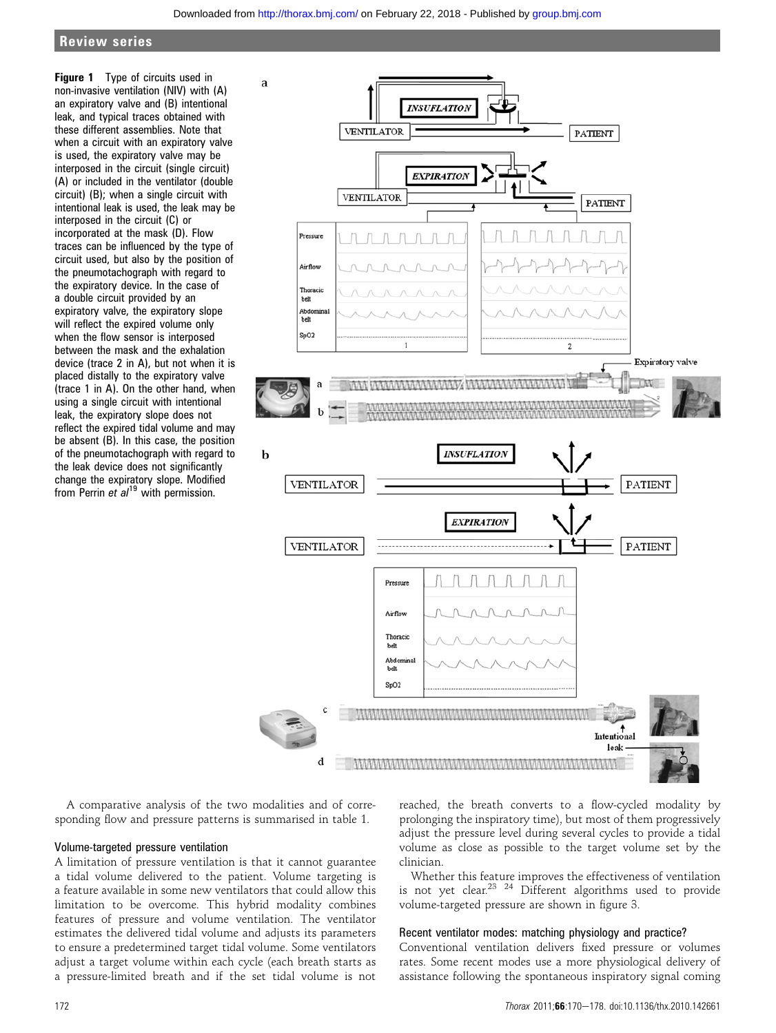**Figure 1** Type of circuits used in non-invasive ventilation (NIV) with (A) an expiratory valve and (B) intentional leak, and typical traces obtained with these different assemblies. Note that when a circuit with an expiratory valve is used, the expiratory valve may be interposed in the circuit (single circuit) (A) or included in the ventilator (double circuit) (B); when a single circuit with intentional leak is used, the leak may be interposed in the circuit (C) or incorporated at the mask (D). Flow traces can be influenced by the type of circuit used, but also by the position of the pneumotachograph with regard to the expiratory device. In the case of a double circuit provided by an expiratory valve, the expiratory slope will reflect the expired volume only when the flow sensor is interposed between the mask and the exhalation device (trace 2 in A), but not when it is placed distally to the expiratory valve (trace 1 in A). On the other hand, when using a single circuit with intentional leak, the expiratory slope does not reflect the expired tidal volume and may be absent (B). In this case, the position of the pneumotachograph with regard to the leak device does not significantly change the expiratory slope. Modified from Perrin *et al*[19] with permission.

a

INSUFLATION

VENTILATOR

PATIENT

EXPIRATION

VENTILATOR

PATIENT

Pressure

Airflow

Thoracic belt

Abdominal belt

SpO2

1

2

Expiratory valve

a

b

b

INSUFLATION

VENTILATOR

PATIENT

EXPIRATION

VENTILATOR

PATIENT

Pressure

Airflow

Thoracic belt

Abdominal belt

SpO2

c

Intentional leak

d

A comparative analysis of the two modalities and of corresponding flow and pressure patterns is summarised in table 1.

### Volume-targeted pressure ventilation

A limitation of pressure ventilation is that it cannot guarantee a tidal volume delivered to the patient. Volume targeting is a feature available in some new ventilators that could allow this limitation to be overcome. This hybrid modality combines features of pressure and volume ventilation. The ventilator estimates the delivered tidal volume and adjusts its parameters to ensure a predetermined target tidal volume. Some ventilators adjust a target volume within each cycle (each breath starts as a pressure-limited breath and if the set tidal volume is not reached, the breath converts to a flow-cycled modality by prolonging the inspiratory time), but most of them progressively adjust the pressure level during several cycles to provide a tidal volume as close as possible to the target volume set by the clinician.

Whether this feature improves the effectiveness of ventilation is not yet clear.[23] [24] Different algorithms used to provide volume-targeted pressure are shown in figure 3.

### Recent ventilator modes: matching physiology and practice?

Conventional ventilation delivers fixed pressure or volumes rates. Some recent modes use a more physiological delivery of assistance following the spontaneous inspiratory signal coming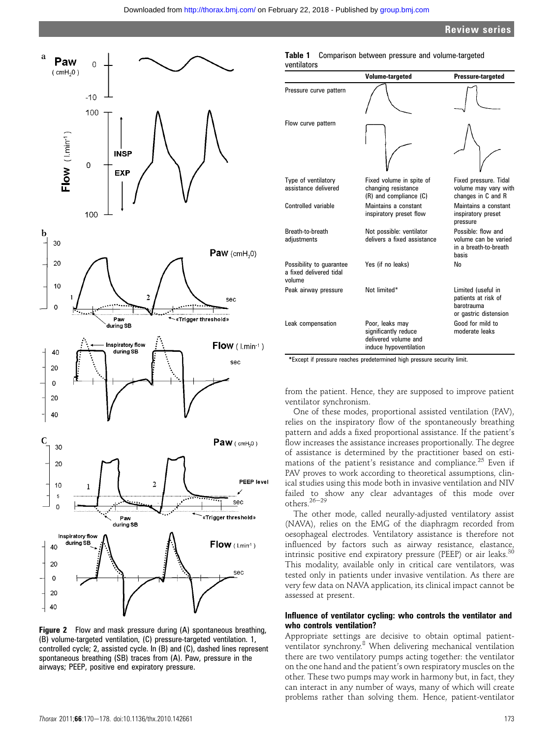Figure 2 Flow and mask pressure during (A) spontaneous breathing, (B) volume-targeted ventilation, (C) pressure-targeted ventilation. 1, controlled cycle; 2, assisted cycle. In (B) and (C), dashed lines represent spontaneous breathing (SB) traces from (A). Paw, pressure in the airways; PEEP, positive end expiratory pressure.

Table 1 Comparison between pressure and volume-targeted ventilators

| | Volume-targeted | Pressure-targeted |
|---|---|---|
| Pressure curve pattern | | |
| Flow curve pattern | | |
| Type of ventilatory assistance delivered | Fixed volume in spite of changing resistance (R) and compliance (C) | Fixed pressure. Tidal volume may vary with changes in C and R |
| Controlled variable | Maintains a constant inspiratory preset flow | Maintains a constant inspiratory preset pressure |
| Breath-to-breath adjustments | Not possible: ventilator delivers a fixed assistance | Possible: flow and volume can be varied in a breath-to-breath basis |
| Possibility to guarantee a fixed delivered tidal volume | Yes (if no leaks) | No |
| Peak airway pressure | Not limited* | Limited (useful in patients at risk of barotrauma or gastric distension |
| Leak compensation | Poor, leaks may significantly reduce delivered volume and induce hypoventilation | Good for mild to moderate leaks |

*Except if pressure reaches predetermined high pressure security limit.

from the patient. Hence, they are supposed to improve patient ventilator synchronism.

One of these modes, proportional assisted ventilation (PAV), relies on the inspiratory flow of the spontaneously breathing pattern and adds a fixed proportional assistance. If the patient's flow increases the assistance increases proportionally. The degree of assistance is determined by the practitioner based on estimations of the patient's resistance and compliance.[25] Even if PAV proves to work according to theoretical assumptions, clinical studies using this mode both in invasive ventilation and NIV failed to show any clear advantages of this mode over others.[26–29]

The other mode, called neurally-adjusted ventilatory assist (NAVA), relies on the EMG of the diaphragm recorded from oesophageal electrodes. Ventilatory assistance is therefore not influenced by factors such as airway resistance, elastance, intrinsic positive end expiratory pressure (PEEP) or air leaks.[30] This modality, available only in critical care ventilators, was tested only in patients under invasive ventilation. As there are very few data on NAVA application, its clinical impact cannot be assessed at present.

### Influence of ventilator cycling: who controls the ventilator and who controls ventilation?

Appropriate settings are decisive to obtain optimal patient-ventilator synchrony.[8] When delivering mechanical ventilation there are two ventilatory pumps acting together: the ventilator on the one hand and the patient's own respiratory muscles on the other. These two pumps may work in harmony but, in fact, they can interact in any number of ways, many of which will create problems rather than solving them. Hence, patient-ventilator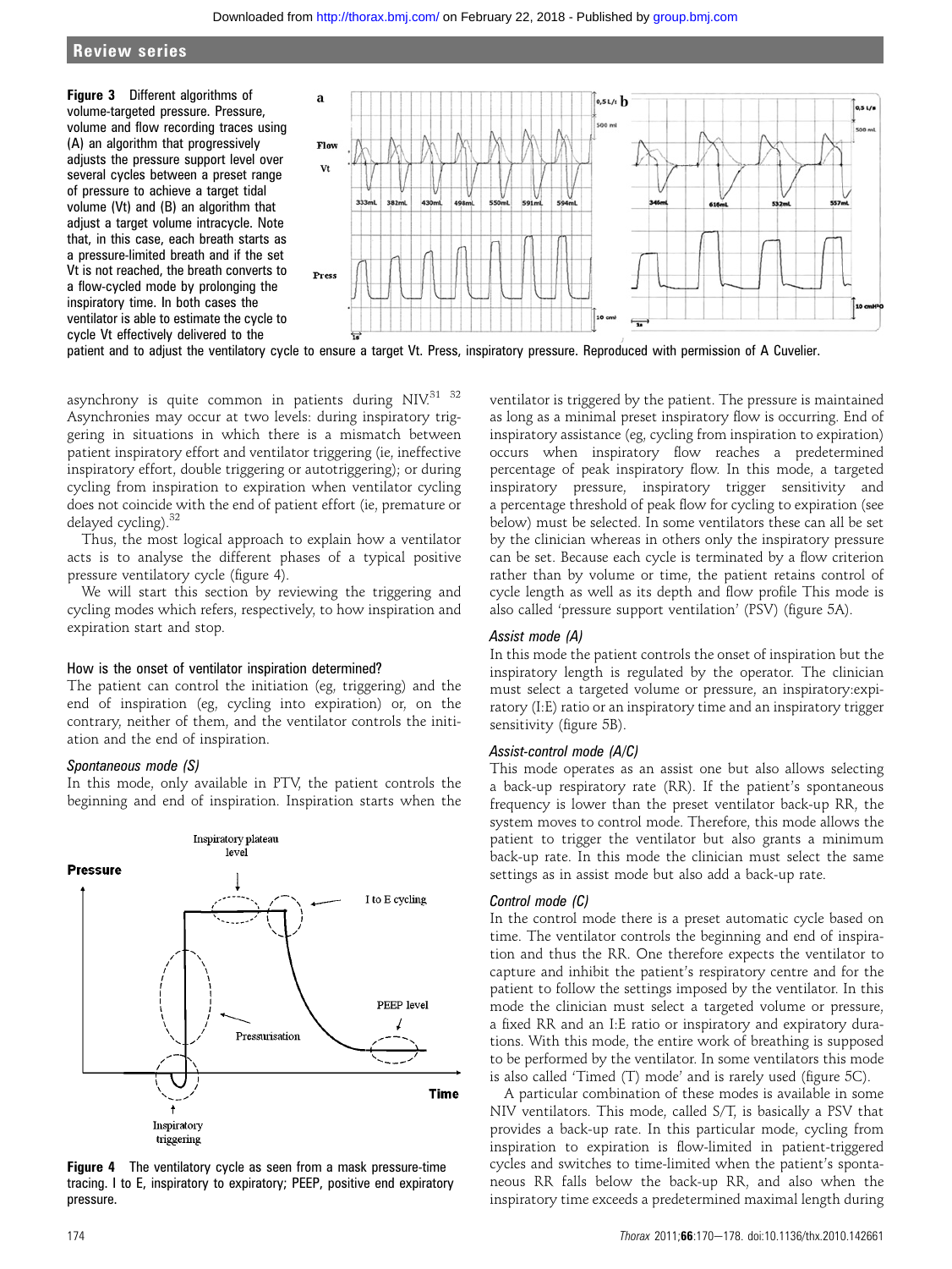Figure 3 Different algorithms of volume-targeted pressure. Pressure, volume and flow recording traces using (A) an algorithm that progressively adjusts the pressure support level over several cycles between a preset range of pressure to achieve a target tidal volume (Vt) and (B) an algorithm that adjust a target volume intracycle. Note that, in this case, each breath starts as a pressure-limited breath and if the set Vt is not reached, the breath converts to a flow-cycled mode by prolonging the inspiratory time. In both cases the ventilator is able to estimate the cycle to cycle Vt effectively delivered to the patient and to adjust the ventilatory cycle to ensure a target Vt. Press, inspiratory pressure. Reproduced with permission of A Cuvelier.

a

Flow

Vt

333mL 382mL 430mL 498mL 550mL 591mL 594mL

Press

0,5 L/s

500 ml

10 cm

1s

b

346mL 616mL 532mL 557mL

0,5 L/s

500 mL

10 cmH2O

1s

asynchrony is quite common in patients during NIV.[51 52] Asynchronies may occur at two levels: during inspiratory triggering in situations in which there is a mismatch between patient inspiratory effort and ventilator triggering (ie, ineffective inspiratory effort, double triggering or autotriggering); or during cycling from inspiration to expiration when ventilator cycling does not coincide with the end of patient effort (ie, premature or delayed cycling).[52]

Thus, the most logical approach to explain how a ventilator acts is to analyse the different phases of a typical positive pressure ventilatory cycle (figure 4).

We will start this section by reviewing the triggering and cycling modes which refers, respectively, to how inspiration and expiration start and stop.

### How is the onset of ventilator inspiration determined?

The patient can control the initiation (eg, triggering) and the end of inspiration (eg, cycling into expiration) or, on the contrary, neither of them, and the ventilator controls the initiation and the end of inspiration.

#### *Spontaneous mode (S)*

In this mode, only available in PTV, the patient controls the beginning and end of inspiration. Inspiration starts when the ventilator is triggered by the patient. The pressure is maintained as long as a minimal preset inspiratory flow is occurring. End of inspiratory assistance (eg, cycling from inspiration to expiration) occurs when inspiratory flow reaches a predetermined percentage of peak inspiratory flow. In this mode, a targeted inspiratory pressure, inspiratory trigger sensitivity and a percentage threshold of peak flow for cycling to expiration (see below) must be selected. In some ventilators these can all be set by the clinician whereas in others only the inspiratory pressure can be set. Because each cycle is terminated by a flow criterion rather than by volume or time, the patient retains control of cycle length as well as its depth and flow profile This mode is also called 'pressure support ventilation' (PSV) (figure 5A).

Pressure

Inspiratory plateau level

I to E cycling

PEEP level

Pressurisation

Time

Inspiratory triggering

Figure 4 The ventilatory cycle as seen from a mask pressure-time tracing. I to E, inspiratory to expiratory; PEEP, positive end expiratory pressure.

#### *Assist mode (A)*

In this mode the patient controls the onset of inspiration but the inspiratory length is regulated by the operator. The clinician must select a targeted volume or pressure, an inspiratory:expiratory (I:E) ratio or an inspiratory time and an inspiratory trigger sensitivity (figure 5B).

#### *Assist-control mode (A/C)*

This mode operates as an assist one but also allows selecting a back-up respiratory rate (RR). If the patient's spontaneous frequency is lower than the preset ventilator back-up RR, the system moves to control mode. Therefore, this mode allows the patient to trigger the ventilator but also grants a minimum back-up rate. In this mode the clinician must select the same settings as in assist mode but also add a back-up rate.

#### *Control mode (C)*

In the control mode there is a preset automatic cycle based on time. The ventilator controls the beginning and end of inspiration and thus the RR. One therefore expects the ventilator to capture and inhibit the patient's respiratory centre and for the patient to follow the settings imposed by the ventilator. In this mode the clinician must select a targeted volume or pressure, a fixed RR and an I:E ratio or inspiratory and expiratory durations. With this mode, the entire work of breathing is supposed to be performed by the ventilator. In some ventilators this mode is also called 'Timed (T) mode' and is rarely used (figure 5C).

A particular combination of these modes is available in some NIV ventilators. This mode, called S/T, is basically a PSV that provides a back-up rate. In this particular mode, cycling from inspiration to expiration is flow-limited in patient-triggered cycles and switches to time-limited when the patient's spontaneous RR falls below the back-up RR, and also when the inspiratory time exceeds a predetermined maximal length during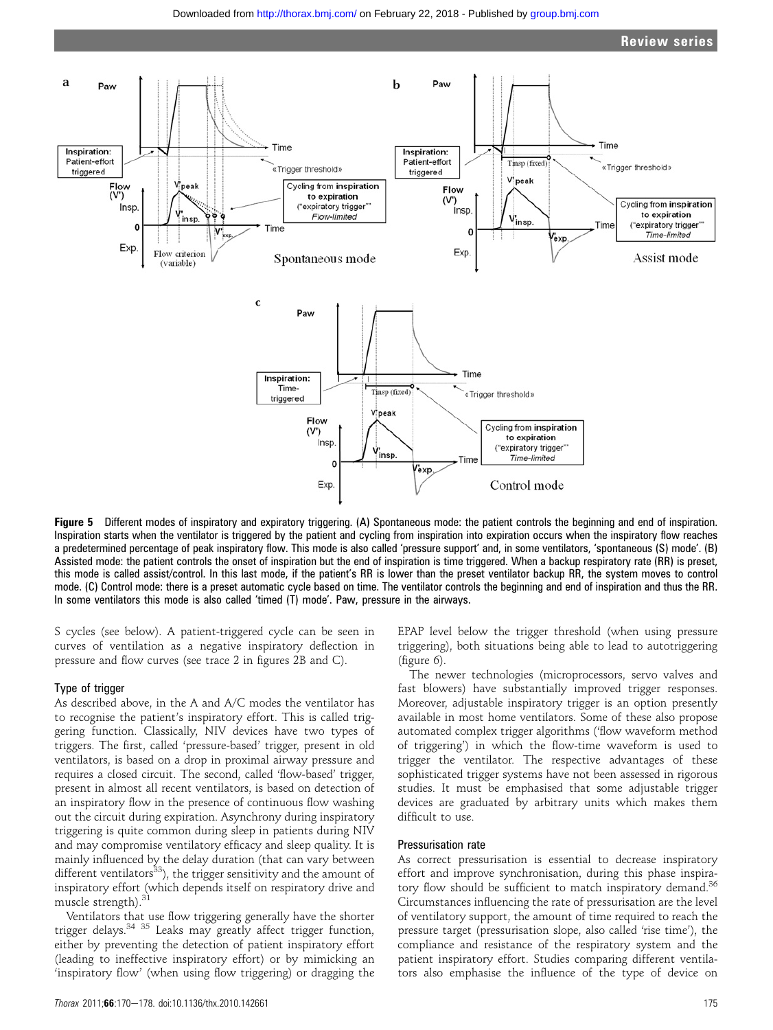a

Paw

Time

Inspiration: Patient-effort triggered

«Trigger threshold»

Flow (V')

Insp.

0

Exp.

V'peak

V'insp.

V'exp.

Time

Cycling from inspiration to expiration ("expiratory trigger") Flow-limited

Flow criterion (variable)

Spontaneous mode

b

Paw

Time

Inspiration: Patient-effort triggered

Tinsp (fixed)

«Trigger threshold»

Flow (V')

Insp.

0

Exp.

V'peak

V'insp.

V'exp.

Time

Cycling from inspiration to expiration ("expiratory trigger") Time-limited

Assist mode

c

Paw

Time

Inspiration: Time-triggered

Tinsp (fixed)

«Trigger threshold»

Flow (V')

Insp.

0

Exp.

V'peak

V'insp.

V'exp.

Time

Cycling from inspiration to expiration ("expiratory trigger") Time-limited

Control mode

**Figure 5** Different modes of inspiratory and expiratory triggering. (A) Spontaneous mode: the patient controls the beginning and end of inspiration. Inspiration starts when the ventilator is triggered by the patient and cycling from inspiration into expiration occurs when the inspiratory flow reaches a predetermined percentage of peak inspiratory flow. This mode is also called 'pressure support' and, in some ventilators, 'spontaneous (S) mode'. (B) Assisted mode: the patient controls the onset of inspiration but the end of inspiration is time triggered. When a backup respiratory rate (RR) is preset, this mode is called assist/control. In this last mode, if the patient's RR is lower than the preset ventilator backup RR, the system moves to control mode. (C) Control mode: there is a preset automatic cycle based on time. The ventilator controls the beginning and end of inspiration and thus the RR. In some ventilators this mode is also called 'timed (T) mode'. Paw, pressure in the airways.

S cycles (see below). A patient-triggered cycle can be seen in curves of ventilation as a negative inspiratory deflection in pressure and flow curves (see trace 2 in figures 2B and C).

### Type of trigger

As described above, in the A and A/C modes the ventilator has to recognise the patient's inspiratory effort. This is called triggering function. Classically, NIV devices have two types of triggers. The first, called 'pressure-based' trigger, present in old ventilators, is based on a drop in proximal airway pressure and requires a closed circuit. The second, called 'flow-based' trigger, present in almost all recent ventilators, is based on detection of an inspiratory flow in the presence of continuous flow washing out the circuit during expiration. Asynchrony during inspiratory triggering is quite common during sleep in patients during NIV and may compromise ventilatory efficacy and sleep quality. It is mainly influenced by the delay duration (that can vary between different ventilators[33]), the trigger sensitivity and the amount of inspiratory effort (which depends itself on respiratory drive and muscle strength).[31]

Ventilators that use flow triggering generally have the shorter trigger delays.[34 35] Leaks may greatly affect trigger function, either by preventing the detection of patient inspiratory effort (leading to ineffective inspiratory effort) or by mimicking an 'inspiratory flow' (when using flow triggering) or dragging the EPAP level below the trigger threshold (when using pressure triggering), both situations being able to lead to autotriggering (figure 6).

The newer technologies (microprocessors, servo valves and fast blowers) have substantially improved trigger responses. Moreover, adjustable inspiratory trigger is an option presently available in most home ventilators. Some of these also propose automated complex trigger algorithms ('flow waveform method of triggering') in which the flow-time waveform is used to trigger the ventilator. The respective advantages of these sophisticated trigger systems have not been assessed in rigorous studies. It must be emphasised that some adjustable trigger devices are graduated by arbitrary units which makes them difficult to use.

### Pressurisation rate

As correct pressurisation is essential to decrease inspiratory effort and improve synchronisation, during this phase inspiratory flow should be sufficient to match inspiratory demand.[36] Circumstances influencing the rate of pressurisation are the level of ventilatory support, the amount of time required to reach the pressure target (pressurisation slope, also called 'rise time'), the compliance and resistance of the respiratory system and the patient inspiratory effort. Studies comparing different ventilators also emphasise the influence of the type of device on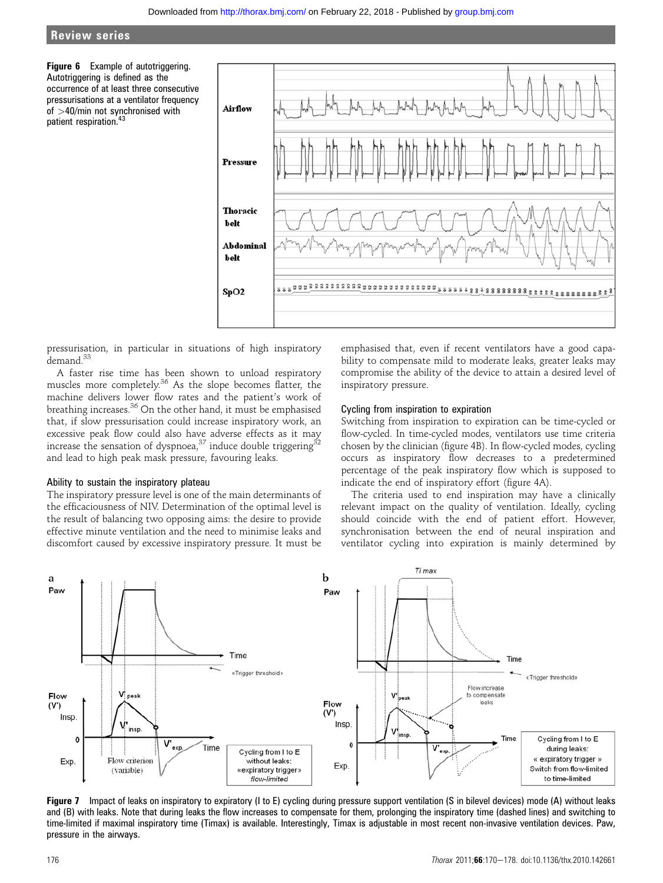Figure 6 Example of autotriggering. Autotriggering is defined as the occurrence of at least three consecutive pressurisations at a ventilator frequency of >40/min not synchronised with patient respiration.[43]

Airflow

Pressure

Thoracic belt

Abdominal belt

SpO2

pressurisation, in particular in situations of high inspiratory demand.[33]

A faster rise time has been shown to unload respiratory muscles more completely.[36] As the slope becomes flatter, the machine delivers lower flow rates and the patient's work of breathing increases.[36] On the other hand, it must be emphasised that, if slow pressurisation could increase inspiratory work, an excessive peak flow could also have adverse effects as it may increase the sensation of dyspnoea,[37] induce double triggering[32] and lead to high peak mask pressure, favouring leaks.

### Ability to sustain the inspiratory plateau

The inspiratory pressure level is one of the main determinants of the efficaciousness of NIV. Determination of the optimal level is the result of balancing two opposing aims: the desire to provide effective minute ventilation and the need to minimise leaks and discomfort caused by excessive inspiratory pressure. It must be emphasised that, even if recent ventilators have a good capability to compensate mild to moderate leaks, greater leaks may compromise the ability of the device to attain a desired level of inspiratory pressure.

### Cycling from inspiration to expiration

Switching from inspiration to expiration can be time-cycled or flow-cycled. In time-cycled modes, ventilators use time criteria chosen by the clinician (figure 4B). In flow-cycled modes, cycling occurs as inspiratory flow decreases to a predetermined percentage of the peak inspiratory flow which is supposed to indicate the end of inspiratory effort (figure 4A).

The criteria used to end inspiration may have a clinically relevant impact on the quality of ventilation. Ideally, cycling should coincide with the end of patient effort. However, synchronisation between the end of neural inspiration and ventilator cycling into expiration is mainly determined by

a

Paw

Time

«Trigger threshold»

Flow (V')

Insp.

0

Exp.

V' peak

V' insp.

V' exp.

Time

Flow criterion (variable)

Cycling from I to E without leaks: «expiratory trigger» flow-limited

b

Ti max

Paw

Time

«Trigger threshold»

Flow increase to compensate leaks

Flow (V')

Insp.

0

Exp.

V' peak

V' insp.

V' exp.

Time

Cycling from I to E during leaks: « expiratory trigger » Switch from flow-limited to time-limited

Figure 7 Impact of leaks on inspiratory to expiratory (I to E) cycling during pressure support ventilation (S in bilevel devices) mode (A) without leaks and (B) with leaks. Note that during leaks the flow increases to compensate for them, prolonging the inspiratory time (dashed lines) and switching to time-limited if maximal inspiratory time (Timax) is available. Interestingly, Timax is adjustable in most recent non-invasive ventilation devices. Paw, pressure in the airways.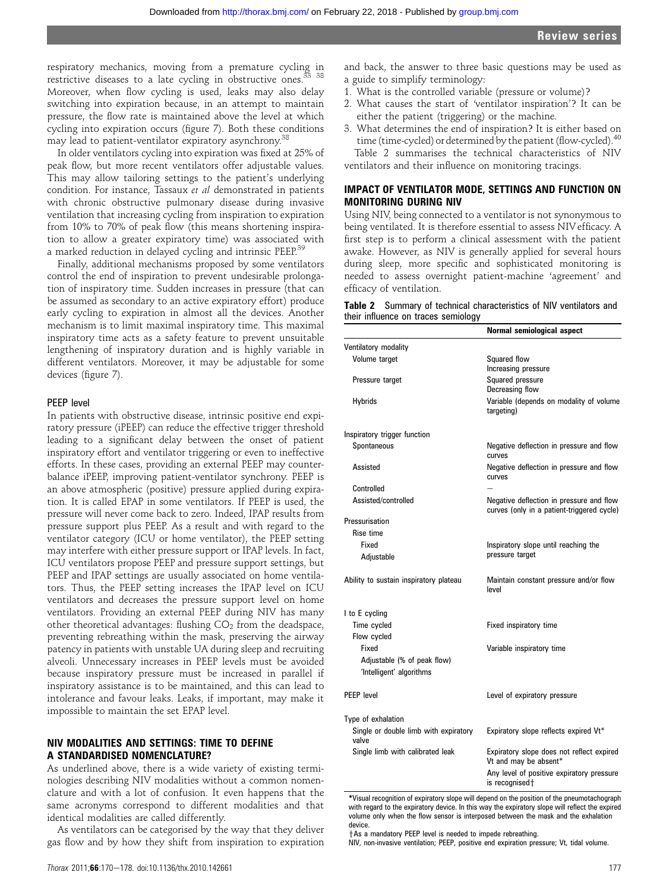respiratory mechanics, moving from a premature cycling in restrictive diseases to a late cycling in obstructive ones.[33 38] Moreover, when flow cycling is used, leaks may also delay switching into expiration because, in an attempt to maintain pressure, the flow rate is maintained above the level at which cycling into expiration occurs (figure 7). Both these conditions may lead to patient-ventilator expiratory asynchrony.[38]

In older ventilators cycling into expiration was fixed at 25% of peak flow, but more recent ventilators offer adjustable values. This may allow tailoring settings to the patient's underlying condition. For instance, Tassaux *et al* demonstrated in patients with chronic obstructive pulmonary disease during invasive ventilation that increasing cycling from inspiration to expiration from 10% to 70% of peak flow (this means shortening inspiration to allow a greater expiratory time) was associated with a marked reduction in delayed cycling and intrinsic PEEP.[39]

Finally, additional mechanisms proposed by some ventilators control the end of inspiration to prevent undesirable prolongation of inspiratory time. Sudden increases in pressure (that can be assumed as secondary to an active expiratory effort) produce early cycling to expiration in almost all the devices. Another mechanism is to limit maximal inspiratory time. This maximal inspiratory time acts as a safety feature to prevent unsuitable lengthening of inspiratory duration and is highly variable in different ventilators. Moreover, it may be adjustable for some devices (figure 7).

### PEEP level

In patients with obstructive disease, intrinsic positive end expiratory pressure (iPEEP) can reduce the effective trigger threshold leading to a significant delay between the onset of patient inspiratory effort and ventilator triggering or even to ineffective efforts. In these cases, providing an external PEEP may counterbalance iPEEP, improving patient-ventilator synchrony. PEEP is an above atmospheric (positive) pressure applied during expiration. It is called EPAP in some ventilators. If PEEP is used, the pressure will never come back to zero. Indeed, IPAP results from pressure support plus PEEP. As a result and with regard to the ventilator category (ICU or home ventilator), the PEEP setting may interfere with either pressure support or IPAP levels. In fact, ICU ventilators propose PEEP and pressure support settings, but PEEP and IPAP settings are usually associated on home ventilators. Thus, the PEEP setting increases the IPAP level on ICU ventilators and decreases the pressure support level on home ventilators. Providing an external PEEP during NIV has many other theoretical advantages: flushing $CO_2$ from the deadspace, preventing rebreathing within the mask, preserving the airway patency in patients with unstable UA during sleep and recruiting alveoli. Unnecessary increases in PEEP levels must be avoided because inspiratory pressure must be increased in parallel if inspiratory assistance is to be maintained, and this can lead to intolerance and favour leaks. Leaks, if important, may make it impossible to maintain the set EPAP level.

## NIV MODALITIES AND SETTINGS: TIME TO DEFINE A STANDARDISED NOMENCLATURE?

As underlined above, there is a wide variety of existing terminologies describing NIV modalities without a common nomenclature and with a lot of confusion. It even happens that the same acronyms correspond to different modalities and that identical modalities are called differently.

As ventilators can be categorised by the way that they deliver gas flow and by how they shift from inspiration to expiration and back, the answer to three basic questions may be used as a guide to simplify terminology:

1. What is the controlled variable (pressure or volume)?
2. What causes the start of 'ventilator inspiration'? It can be either the patient (triggering) or the machine.
3. What determines the end of inspiration? It is either based on time (time-cycled) or determined by the patient (flow-cycled).[40]

Table 2 summarises the technical characteristics of NIV ventilators and their influence on monitoring tracings.

## IMPACT OF VENTILATOR MODE, SETTINGS AND FUNCTION ON MONITORING DURING NIV

Using NIV, being connected to a ventilator is not synonymous to being ventilated. It is therefore essential to assess NIV efficacy. A first step is to perform a clinical assessment with the patient awake. However, as NIV is generally applied for several hours during sleep, more specific and sophisticated monitoring is needed to assess overnight patient-machine 'agreement' and efficacy of ventilation.

**Table 2** Summary of technical characteristics of NIV ventilators and their influence on traces semiology

| | Normal semiological aspect |
|---|---|
| Ventilatory modality | |
| Volume target | Squared flow<br>Increasing pressure |
| Pressure target | Squared pressure<br>Decreasing flow |
| Hybrids | Variable (depends on modality of volume targeting) |
| Inspiratory trigger function | |
| Spontaneous | Negative deflection in pressure and flow curves |
| Assisted | Negative deflection in pressure and flow curves |
| Controlled | — |
| Assisted/controlled | Negative deflection in pressure and flow curves (only in a patient-triggered cycle) |
| Pressurisation | |
| Rise time | |
| Fixed | Inspiratory slope until reaching the pressure target |
| Adjustable | |
| Ability to sustain inspiratory plateau | Maintain constant pressure and/or flow level |
| I to E cycling | |
| Time cycled | Fixed inspiratory time |
| Flow cycled | |
| Fixed | Variable inspiratory time |
| Adjustable (% of peak flow) | |
| 'Intelligent' algorithms | |
| PEEP level | Level of expiratory pressure |
| Type of exhalation | |
| Single or double limb with expiratory valve | Expiratory slope reflects expired Vt* |
| Single limb with calibrated leak | Expiratory slope does not reflect expired Vt and may be absent*<br>Any level of positive expiratory pressure is recognised† |

*Visual recognition of expiratory slope will depend on the position of the pneumotachograph with regard to the expiratory device. In this way the expiratory slope will reflect the expired volume only when the flow sensor is interposed between the mask and the exhalation device.

†As a mandatory PEEP level is needed to impede rebreathing.

NIV, non-invasive ventilation; PEEP, positive end expiration pressure; Vt, tidal volume.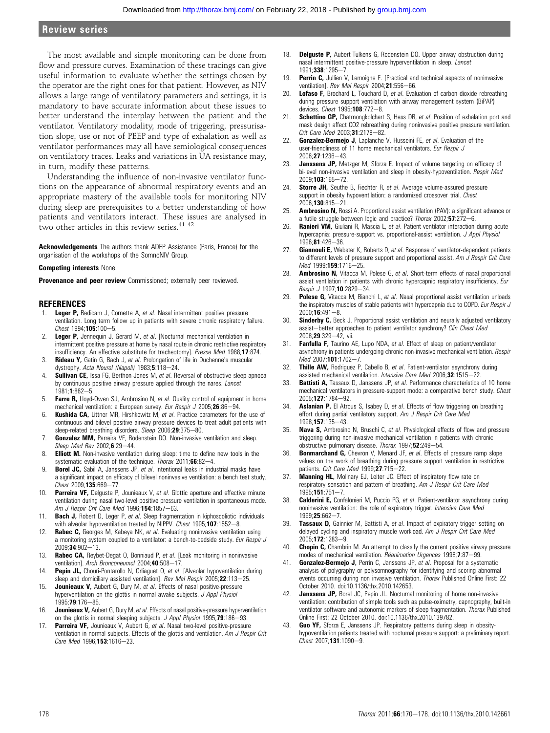The most available and simple monitoring can be done from flow and pressure curves. Examination of these tracings can give useful information to evaluate whether the settings chosen by the operator are the right ones for that patient. However, as NIV allows a large range of ventilatory parameters and settings, it is mandatory to have accurate information about these issues to better understand the interplay between the patient and the ventilator. Ventilatory modality, mode of triggering, pressurisation slope, use or not of PEEP and type of exhalation as well as ventilator performances may all have semiological consequences on ventilatory traces. Leaks and variations in UA resistance may, in turn, modify these patterns.

Understanding the influence of non-invasive ventilator functions on the appearance of abnormal respiratory events and an appropriate mastery of the available tools for monitoring NIV during sleep are prerequisites to a better understanding of how patients and ventilators interact. These issues are analysed in two other articles in this review series.[41 42]

**Acknowledgements** The authors thank ADEP Assistance (Paris, France) for the organisation of the workshops of the SomnoNIV Group.

**Competing interests** None.

**Provenance and peer review** Commissioned; externally peer reviewed.

## REFERENCES

1. **Leger P,** Bedicam J, Cornette A, *et al*. Nasal intermittent positive pressure ventilation. Long term follow up in patients with severe chronic respiratory failure. *Chest* 1994;**105**:100–5.
2. **Leger P,** Jennequin J, Gerard M, *et al*. [Nocturnal mechanical ventilation in intermittent positive pressure at home by nasal route in chronic restrictive respiratory insufficiency. An effective substitute for tracheotomy]. *Presse Med* 1988;**17**:874.
3. **Rideau Y,** Gatin G, Bach J, *et al*. Prolongation of life in Duchenne's muscular dystrophy. *Acta Neurol (Napoli)* 1983;**5**:118–24.
4. **Sullivan CE,** Issa FG, Berthon-Jones M, *et al*. Reversal of obstructive sleep apnoea by continuous positive airway pressure applied through the nares. *Lancet* 1981;**1**:862–5.
5. **Farre R,** Lloyd-Owen SJ, Ambrosino N, *et al*. Quality control of equipment in home mechanical ventilation: a European survey. *Eur Respir J* 2005;**26**:86–94.
6. **Kushida CA,** Littner MR, Hirshkowitz M, *et al*. Practice parameters for the use of continuous and bilevel positive airway pressure devices to treat adult patients with sleep-related breathing disorders. *Sleep* 2006;**29**:375–80.
7. **Gonzalez MM,** Parreira VF, Rodenstein DO. Non-invasive ventilation and sleep. *Sleep Med Rev* 2002;**6**:29–44.
8. **Elliott M.** Non-invasive ventilation during sleep: time to define new tools in the systematic evaluation of the technique. *Thorax* 2011;**66**:82–4.
9. **Borel JC,** Sabil A, Janssens JP, *et al*. Intentional leaks in industrial masks have a significant impact on efficacy of bilevel noninvasive ventilation: a bench test study. *Chest* 2009;**135**:669–77.
10. **Parreira VF,** Delguste P, Jounieaux V, *et al*. Glottic aperture and effective minute ventilation during nasal two-level positive pressure ventilation in spontaneous mode. *Am J Respir Crit Care Med* 1996;**154**:1857–63.
11. **Bach J,** Robert D, Leger P, *et al*. Sleep fragmentation in kiphoscoliotic individuals with alveolar hypoventilation treated by NIPPV. *Chest* 1995;**107**:1552–8.
12. **Rabec C,** Georges M, Kabeya NK, *et al*. Evaluating noninvasive ventilation using a monitoring system coupled to a ventilator: a bench-to-bedside study. *Eur Respir J* 2009;**34**:902–13.
13. **Rabec CA,** Reybet-Degat O, Bonniaud P, *et al*. [Leak monitoring in noninvasive ventilation]. *Arch Bronconeumol* 2004;**40**:508–17.
14. **Pepin JL,** Chouri-Pontarollo N, Orliaguet O, *et al*. [Alveolar hypoventilation during sleep and domiciliary assisted ventilation]. *Rev Mal Respir* 2005;**22**:113–25.
15. **Jounieaux V,** Aubert G, Dury M, *et al*. Effects of nasal positive-pressure hyperventilation on the glottis in normal awake subjects. *J Appl Physiol* 1995;**79**:176–85.
16. **Jounieaux V,** Aubert G, Dury M, *et al*. Effects of nasal positive-pressure hyperventilation on the glottis in normal sleeping subjects. *J Appl Physiol* 1995;**79**:186–93.
17. **Parreira VF,** Jounieaux V, Aubert G, *et al*. Nasal two-level positive-pressure ventilation in normal subjects. Effects of the glottis and ventilation. *Am J Respir Crit Care Med* 1996;**153**:1616–23.
18. **Delguste P,** Aubert-Tulkens G, Rodenstein DO. Upper airway obstruction during nasal intermittent positive-pressure hyperventilation in sleep. *Lancet* 1991;**338**:1295–7.
19. **Perrin C,** Jullien V, Lemoigne F. [Practical and technical aspects of noninvasive ventilation]. *Rev Mal Respir* 2004;**21**:556–66.
20. **Lofaso F,** Brochard L, Touchard D, *et al*. Evaluation of carbon dioxide rebreathing during pressure support ventilation with airway management system (BiPAP) devices. *Chest* 1995;**108**:772–8.
21. **Schettino GP,** Chatmongkolchart S, Hess DR, *et al*. Position of exhalation port and mask design affect CO2 rebreathing during noninvasive positive pressure ventilation. *Crit Care Med* 2003;**31**:2178–82.
22. **Gonzalez-Bermejo J,** Laplanche V, Husseini FE, *et al*. Evaluation of the user-friendliness of 11 home mechanical ventilators. *Eur Respir J* 2006;**27**:1236–43.
23. **Janssens JP,** Metzger M, Sforza E. Impact of volume targeting on efficacy of bi-level non-invasive ventilation and sleep in obesity-hypoventilation. *Respir Med* 2009;**103**:165–72.
24. **Storre JH,** Seuthe B, Fiechter R, *et al*. Average volume-assured pressure support in obesity hypoventilation: a randomized crossover trial. *Chest* 2006;**130**:815–21.
25. **Ambrosino N,** Rossi A. Proportional assist ventilation (PAV): a significant advance or a futile struggle between logic and practice? *Thorax* 2002;**57**:272–6.
26. **Ranieri VM,** Giuliani R, Mascia L, *et al*. Patient-ventilator interaction during acute hypercapnia: pressure-support vs. proportional-assist ventilation. *J Appl Physiol* 1996;**81**:426–36.
27. **Giannouli E,** Webster K, Roberts D, *et al*. Response of ventilator-dependent patients to different levels of pressure support and proportional assist. *Am J Respir Crit Care Med* 1999;**159**:1716–25.
28. **Ambrosino N,** Vitacca M, Polese G, *et al*. Short-term effects of nasal proportional assist ventilation in patients with chronic hypercapnic respiratory insufficiency. *Eur Respir J* 1997;**10**:2829–34.
29. **Polese G,** Vitacca M, Bianchi L, *et al*. Nasal proportional assist ventilation unloads the inspiratory muscles of stable patients with hypercapnia due to COPD. *Eur Respir J* 2000;**16**:491–8.
30. **Sinderby C,** Beck J. Proportional assist ventilation and neurally adjusted ventilatory assist—better approaches to patient ventilator synchrony? *Clin Chest Med* 2008;**29**:329–42, vii.
31. **Fanfulla F,** Taurino AE, Lupo NDA, *et al*. Effect of sleep on patient/ventilator asynchrony in patients undergoing chronic non-invasive mechanical ventilation. *Respir Med* 2007;**101**:1702–7.
32. **Thille AW,** Rodriguez P, Cabello B, *et al*. Patient-ventilator asynchrony during assisted mechanical ventilation. *Intensive Care Med* 2006;**32**:1515–22.
33. **Battisti A,** Tassaux D, Janssens JP, *et al*. Performance characteristics of 10 home mechanical ventilators in pressure-support mode: a comparative bench study. *Chest* 2005;**127**:1784–92.
34. **Aslanian P,** El Atrous S, Isabey D, *et al*. Effects of flow triggering on breathing effort during partial ventilatory support. *Am J Respir Crit Care Med* 1998;**157**:135–43.
35. **Nava S,** Ambrosino N, Bruschi C, *et al*. Physiological effects of flow and pressure triggering during non-invasive mechanical ventilation in patients with chronic obstructive pulmonary disease. *Thorax* 1997;**52**:249–54.
36. **Bonmarchand G,** Chevron V, Menard JF, *et al*. Effects of pressure ramp slope values on the work of breathing during pressure support ventilation in restrictive patients. *Crit Care Med* 1999;**27**:715–22.
37. **Manning HL,** Molinary EJ, Leiter JC. Effect of inspiratory flow rate on respiratory sensation and pattern of breathing. *Am J Respir Crit Care Med* 1995;**151**:751–7.
38. **Calderini E,** Confalonieri M, Puccio PG, *et al*. Patient-ventilator asynchrony during noninvasive ventilation: the role of expiratory trigger. *Intensive Care Med* 1999;**25**:662–7.
39. **Tassaux D,** Gainnier M, Battisti A, *et al*. Impact of expiratory trigger setting on delayed cycling and inspiratory muscle workload. *Am J Respir Crit Care Med* 2005;**172**:1283–9.
40. **Chopin C,** Chambrin M. An attempt to classify the current positive airway pressure modes of mechanical ventilation. *Réanimation Urgences* 1998;**7**:87–99.
41. **Gonzalez-Bermejo J,** Perrin C, Janssens JP, *et al*. Proposal for a systematic analysis of polygraphy or polysomnography for identifying and scoring abnormal events occurring during non invasive ventilation. *Thorax* Published Online First: 22 October 2010. doi:10.1136/thx.2010.142653.
42. **Janssens JP,** Borel JC, Pepin JL. Nocturnal monitoring of home non-invasive ventilation: contribution of simple tools such as pulse-oximetry, capnography, built-in ventilator software and autonomic markers of sleep fragmentation. *Thorax* Published Online First: 22 October 2010. doi:10.1136/thx.2010.139782.
43. **Guo YF,** Sforza E, Janssens JP. Respiratory patterns during sleep in obesity-hypoventilation patients treated with nocturnal pressure support: a preliminary report. *Chest* 2007;**131**:1090–9.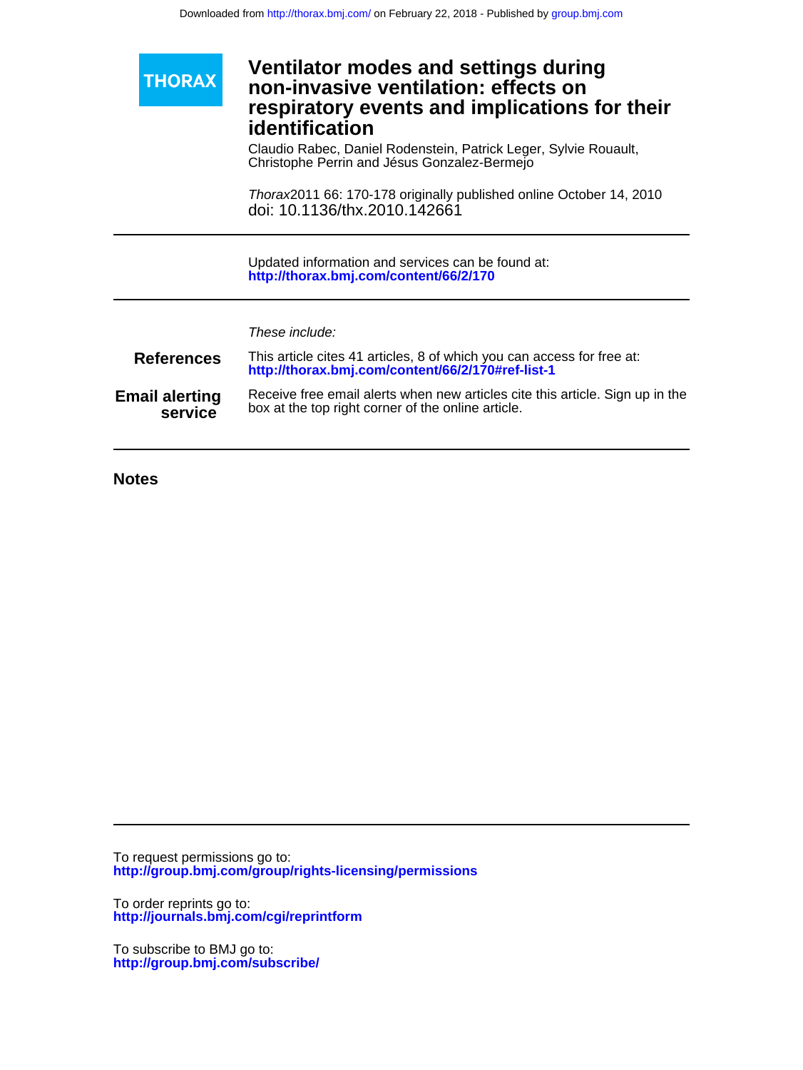Downloaded from http://thorax.bmj.com/ on February 22, 2018 - Published by group.bmj.com

THORAX

# Ventilator modes and settings during non-invasive ventilation: effects on respiratory events and implications for their identification

Claudio Rabec, Daniel Rodenstein, Patrick Leger, Sylvie Rouault, Christophe Perrin and Jésus Gonzalez-Bermejo

*Thorax* 2011 66: 170-178 originally published online October 14, 2010
doi: 10.1136/thx.2010.142661

Updated information and services can be found at:
**http://thorax.bmj.com/content/66/2/170**

*These include:*

**References**
This article cites 41 articles, 8 of which you can access for free at:
**http://thorax.bmj.com/content/66/2/170#ref-list-1**

**Email alerting service**
Receive free email alerts when new articles cite this article. Sign up in the box at the top right corner of the online article.

## Notes

To request permissions go to:
**http://group.bmj.com/group/rights-licensing/permissions**

To order reprints go to:
**http://journals.bmj.com/cgi/reprintform**

To subscribe to BMJ go to:
**http://group.bmj.com/subscribe/**